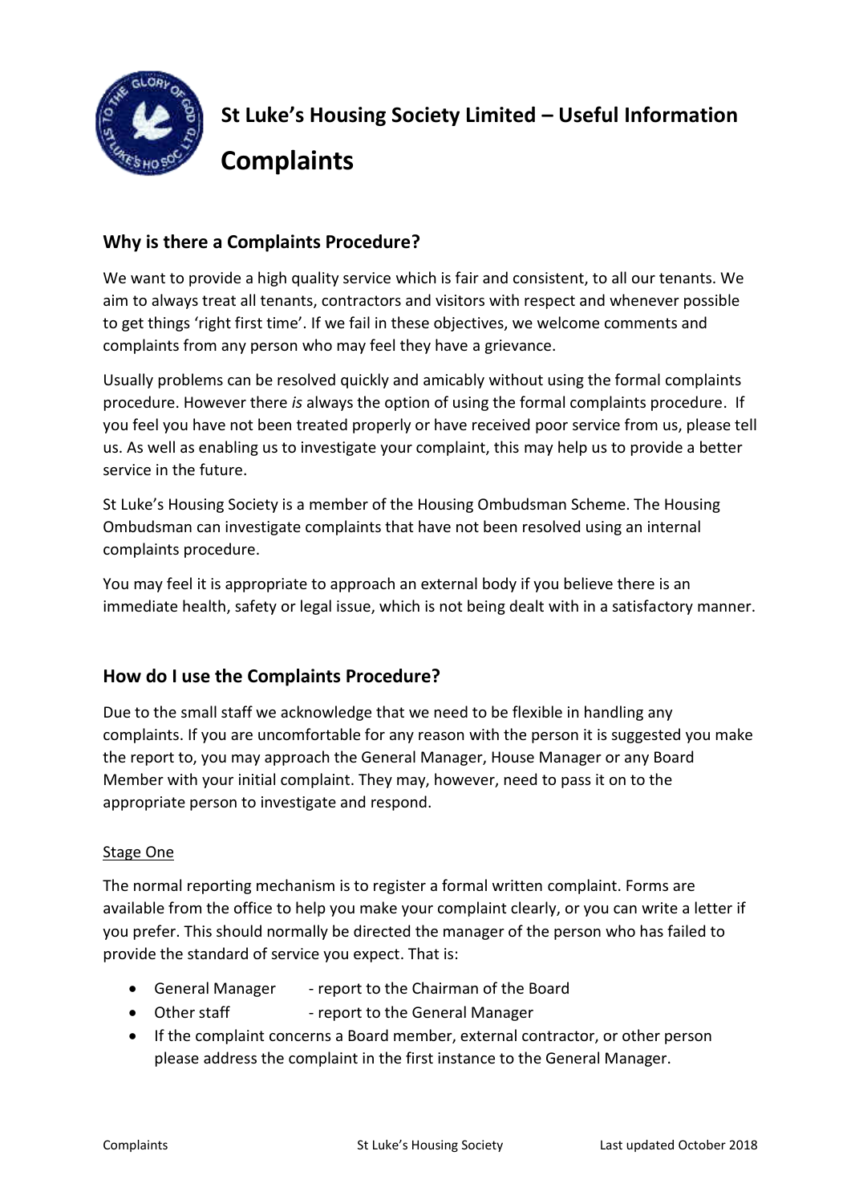# St Luke's Housing Society Limited – Useful Information

# Complaints

## Why is there a Complaints Procedure?

We want to provide a high quality service which is fair and consistent, to all our tenants. We aim to always treat all tenants, contractors and visitors with respect and whenever possible to get things 'right first time'. If we fail in these objectives, we welcome comments and complaints from any person who may feel they have a grievance.

Usually problems can be resolved quickly and amicably without using the formal complaints procedure. However there *is* always the option of using the formal complaints procedure. If you feel you have not been treated properly or have received poor service from us, please tell us. As well as enabling us to investigate your complaint, this may help us to provide a better service in the future.

St Luke's Housing Society is a member of the Housing Ombudsman Scheme. The Housing Ombudsman can investigate complaints that have not been resolved using an internal complaints procedure.

You may feel it is appropriate to approach an external body if you believe there is an immediate health, safety or legal issue, which is not being dealt with in a satisfactory manner.

## How do I use the Complaints Procedure?

Due to the small staff we acknowledge that we need to be flexible in handling any complaints. If you are uncomfortable for any reason with the person it is suggested you make the report to, you may approach the General Manager, House Manager or any Board Member with your initial complaint. They may, however, need to pass it on to the appropriate person to investigate and respond.

### Stage One

The normal reporting mechanism is to register a formal written complaint. Forms are available from the office to help you make your complaint clearly, or you can write a letter if you prefer. This should normally be directed the manager of the person who has failed to provide the standard of service you expect. That is:

- General Manager - report to the Chairman of the Board
- Other staff - report to the General Manager
- If the complaint concerns a Board member, external contractor, or other person please address the complaint in the first instance to the General Manager.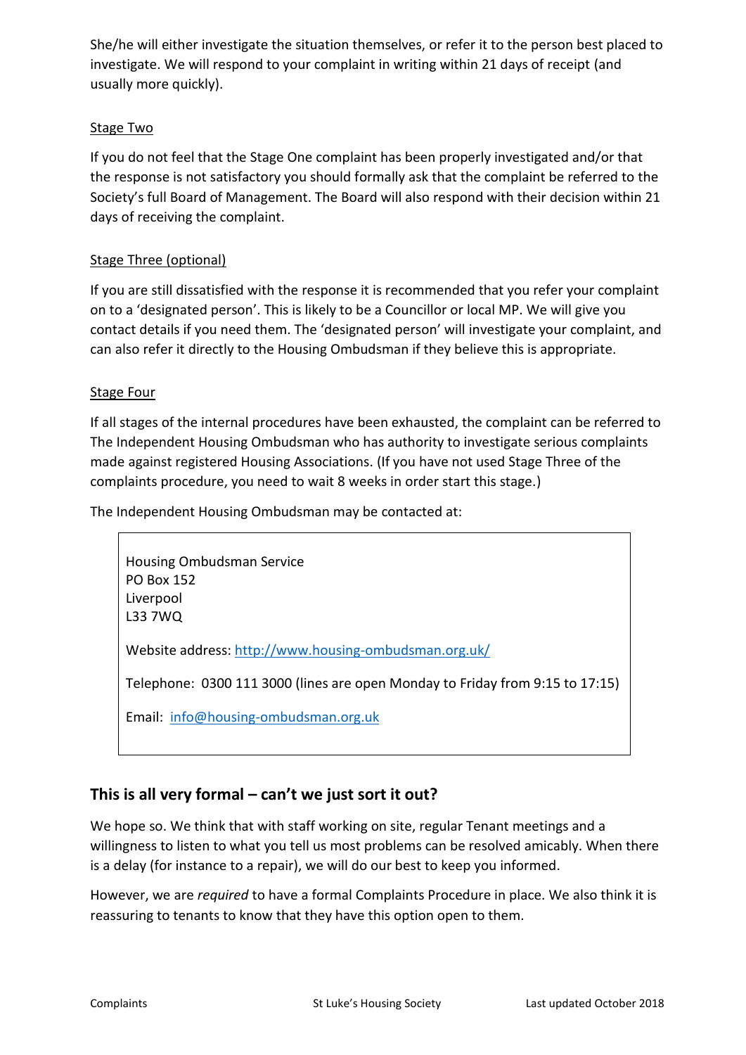She/he will either investigate the situation themselves, or refer it to the person best placed to investigate. We will respond to your complaint in writing within 21 days of receipt (and usually more quickly).

### Stage Two

If you do not feel that the Stage One complaint has been properly investigated and/or that the response is not satisfactory you should formally ask that the complaint be referred to the Society's full Board of Management. The Board will also respond with their decision within 21 days of receiving the complaint.

### Stage Three (optional)

If you are still dissatisfied with the response it is recommended that you refer your complaint on to a 'designated person'. This is likely to be a Councillor or local MP. We will give you contact details if you need them. The 'designated person' will investigate your complaint, and can also refer it directly to the Housing Ombudsman if they believe this is appropriate.

### Stage Four

If all stages of the internal procedures have been exhausted, the complaint can be referred to The Independent Housing Ombudsman who has authority to investigate serious complaints made against registered Housing Associations. (If you have not used Stage Three of the complaints procedure, you need to wait 8 weeks in order start this stage.)

The Independent Housing Ombudsman may be contacted at:

Housing Ombudsman Service
PO Box 152
Liverpool
L33 7WQ

Website address: http://www.housing-ombudsman.org.uk/

Telephone: 0300 111 3000 (lines are open Monday to Friday from 9:15 to 17:15)

Email: info@housing-ombudsman.org.uk

## This is all very formal – can't we just sort it out?

We hope so. We think that with staff working on site, regular Tenant meetings and a willingness to listen to what you tell us most problems can be resolved amicably. When there is a delay (for instance to a repair), we will do our best to keep you informed.

However, we are *required* to have a formal Complaints Procedure in place. We also think it is reassuring to tenants to know that they have this option open to them.